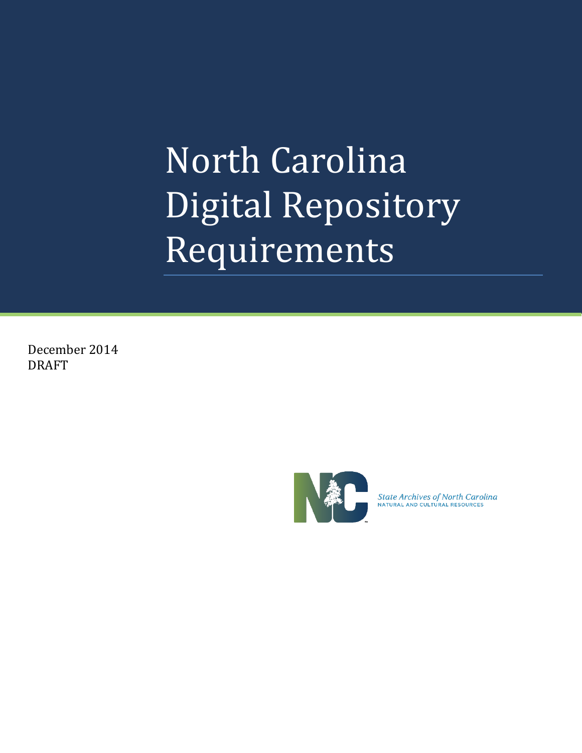# North Carolina Digital Repository Requirements

December 2014
DRAFT

State Archives of North Carolina
NATURAL AND CULTURAL RESOURCES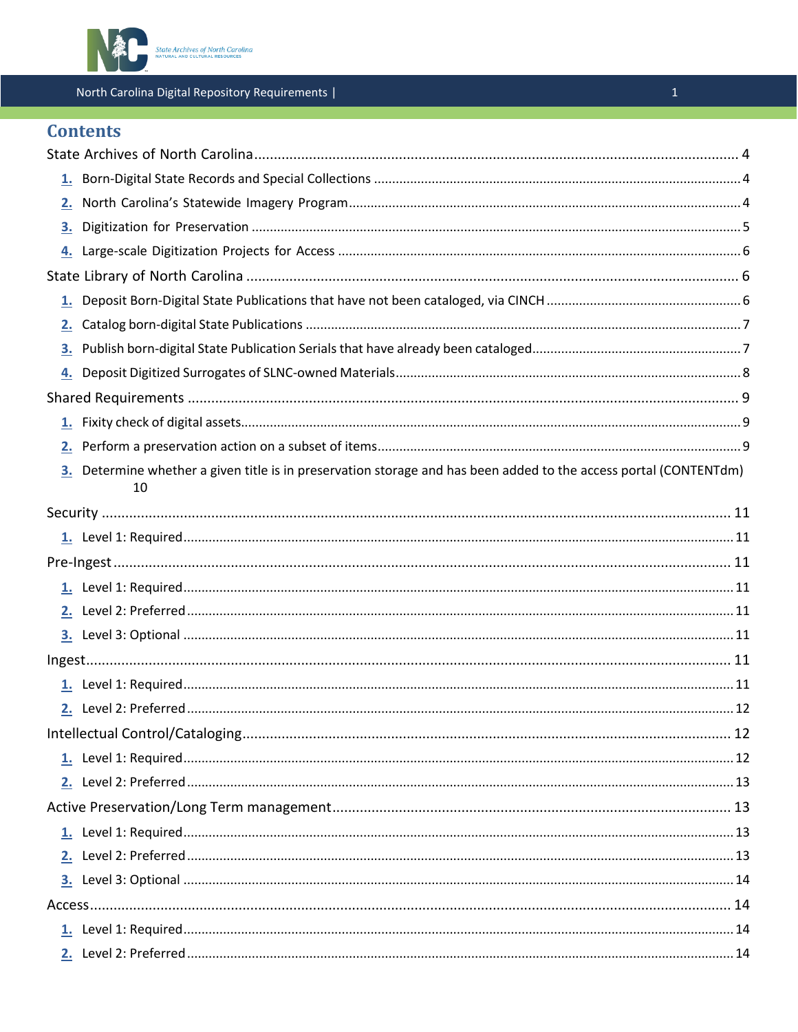# Contents

State Archives of North Carolina ..... 4

1. Born-Digital State Records and Special Collections ..... 4
2. North Carolina's Statewide Imagery Program ..... 4
3. Digitization for Preservation ..... 5
4. Large-scale Digitization Projects for Access ..... 6

State Library of North Carolina ..... 6

1. Deposit Born-Digital State Publications that have not been cataloged, via CINCH ..... 6
2. Catalog born-digital State Publications ..... 7
3. Publish born-digital State Publication Serials that have already been cataloged ..... 7
4. Deposit Digitized Surrogates of SLNC-owned Materials ..... 8

Shared Requirements ..... 9

1. Fixity check of digital assets ..... 9
2. Perform a preservation action on a subset of items ..... 9
3. Determine whether a given title is in preservation storage and has been added to the access portal (CONTENTdm) ..... 10

Security ..... 11

1. Level 1: Required ..... 11

Pre-Ingest ..... 11

1. Level 1: Required ..... 11
2. Level 2: Preferred ..... 11
3. Level 3: Optional ..... 11

Ingest ..... 11

1. Level 1: Required ..... 11
2. Level 2: Preferred ..... 12

Intellectual Control/Cataloging ..... 12

1. Level 1: Required ..... 12
2. Level 2: Preferred ..... 13

Active Preservation/Long Term management ..... 13

1. Level 1: Required ..... 13
2. Level 2: Preferred ..... 13
3. Level 3: Optional ..... 14

Access ..... 14

1. Level 1: Required ..... 14
2. Level 2: Preferred ..... 14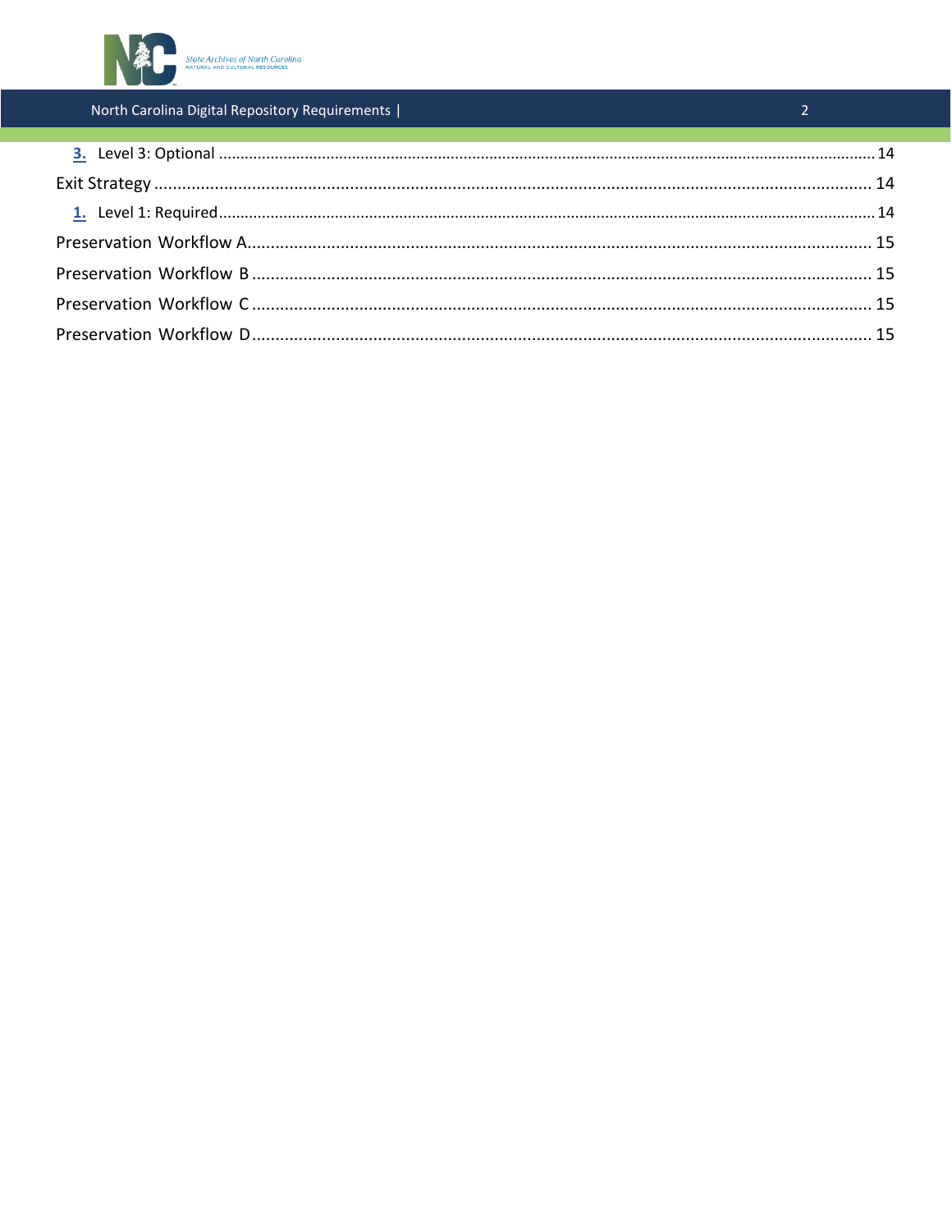3. Level 3: Optional .......... 14

Exit Strategy .......... 14

1. Level 1: Required .......... 14

Preservation Workflow A .......... 15

Preservation Workflow B .......... 15

Preservation Workflow C .......... 15

Preservation Workflow D .......... 15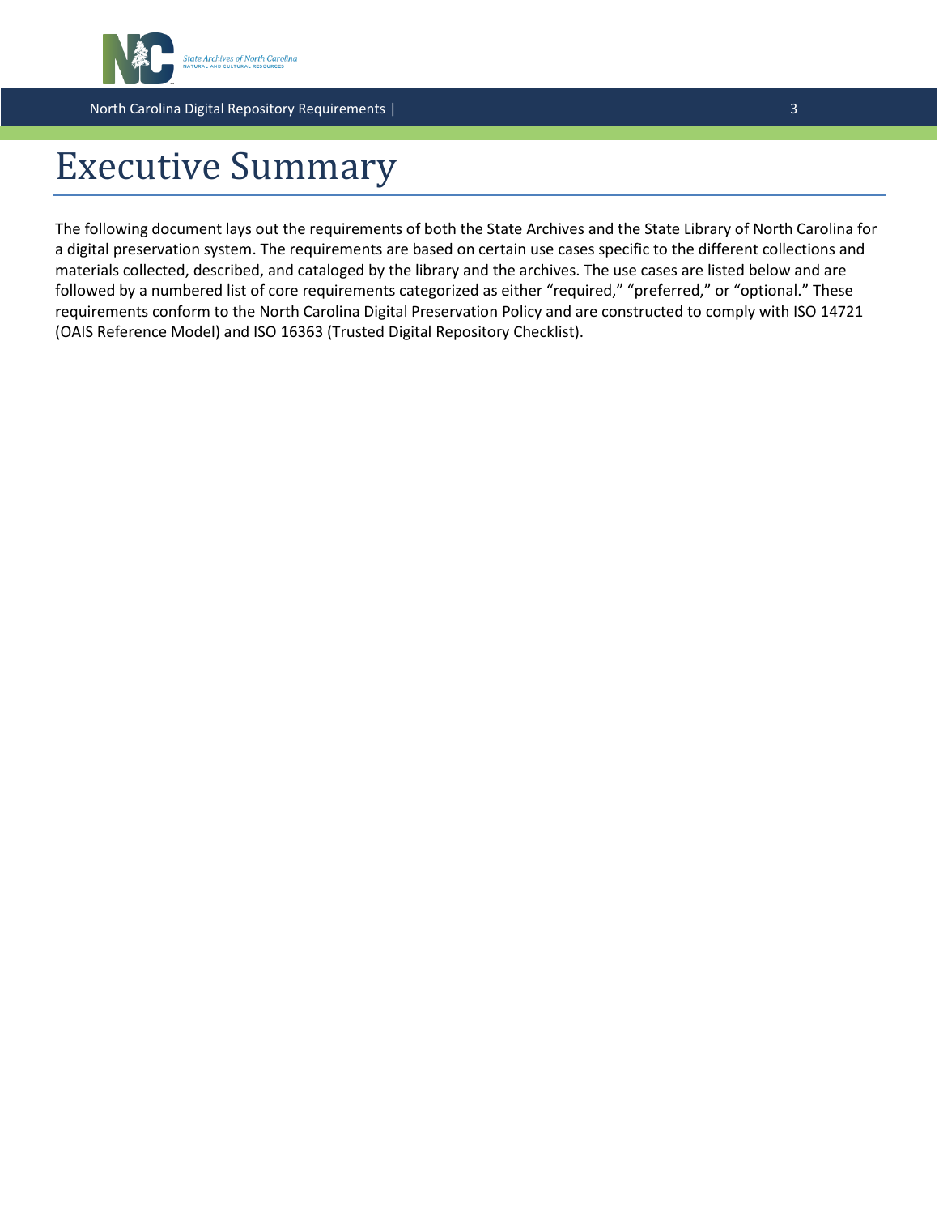# Executive Summary

The following document lays out the requirements of both the State Archives and the State Library of North Carolina for a digital preservation system. The requirements are based on certain use cases specific to the different collections and materials collected, described, and cataloged by the library and the archives. The use cases are listed below and are followed by a numbered list of core requirements categorized as either "required," "preferred," or "optional." These requirements conform to the North Carolina Digital Preservation Policy and are constructed to comply with ISO 14721 (OAIS Reference Model) and ISO 16363 (Trusted Digital Repository Checklist).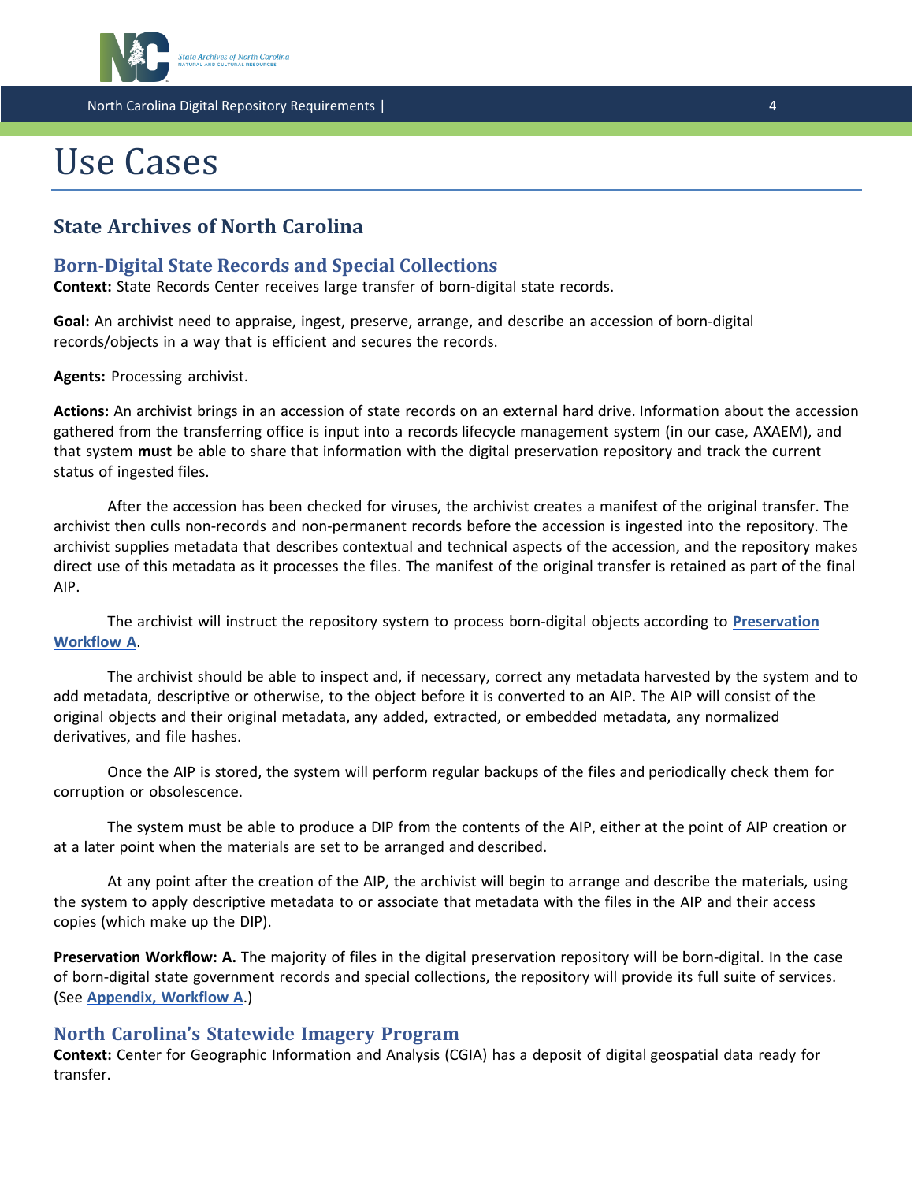# Use Cases

## State Archives of North Carolina

### Born-Digital State Records and Special Collections

**Context:** State Records Center receives large transfer of born-digital state records.

**Goal:** An archivist need to appraise, ingest, preserve, arrange, and describe an accession of born-digital records/objects in a way that is efficient and secures the records.

**Agents:** Processing archivist.

**Actions:** An archivist brings in an accession of state records on an external hard drive. Information about the accession gathered from the transferring office is input into a records lifecycle management system (in our case, AXAEM), and that system **must** be able to share that information with the digital preservation repository and track the current status of ingested files.

After the accession has been checked for viruses, the archivist creates a manifest of the original transfer. The archivist then culls non-records and non-permanent records before the accession is ingested into the repository. The archivist supplies metadata that describes contextual and technical aspects of the accession, and the repository makes direct use of this metadata as it processes the files. The manifest of the original transfer is retained as part of the final AIP.

The archivist will instruct the repository system to process born-digital objects according to **Preservation Workflow A**.

The archivist should be able to inspect and, if necessary, correct any metadata harvested by the system and to add metadata, descriptive or otherwise, to the object before it is converted to an AIP. The AIP will consist of the original objects and their original metadata, any added, extracted, or embedded metadata, any normalized derivatives, and file hashes.

Once the AIP is stored, the system will perform regular backups of the files and periodically check them for corruption or obsolescence.

The system must be able to produce a DIP from the contents of the AIP, either at the point of AIP creation or at a later point when the materials are set to be arranged and described.

At any point after the creation of the AIP, the archivist will begin to arrange and describe the materials, using the system to apply descriptive metadata to or associate that metadata with the files in the AIP and their access copies (which make up the DIP).

**Preservation Workflow: A.** The majority of files in the digital preservation repository will be born-digital. In the case of born-digital state government records and special collections, the repository will provide its full suite of services. (See **Appendix, Workflow A**.)

### North Carolina's Statewide Imagery Program

**Context:** Center for Geographic Information and Analysis (CGIA) has a deposit of digital geospatial data ready for transfer.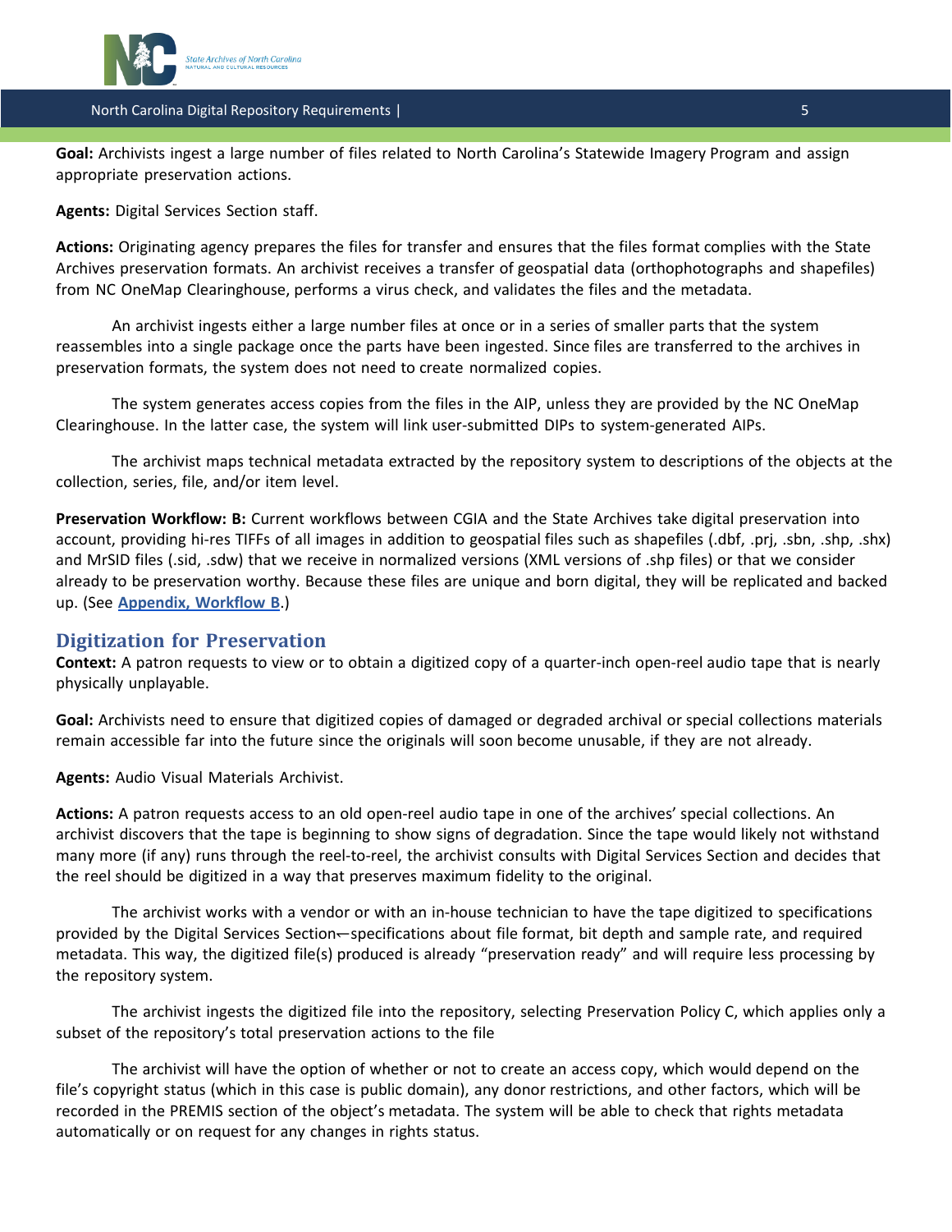**Goal:** Archivists ingest a large number of files related to North Carolina's Statewide Imagery Program and assign appropriate preservation actions.

**Agents:** Digital Services Section staff.

**Actions:** Originating agency prepares the files for transfer and ensures that the files format complies with the State Archives preservation formats. An archivist receives a transfer of geospatial data (orthophotographs and shapefiles) from NC OneMap Clearinghouse, performs a virus check, and validates the files and the metadata.

An archivist ingests either a large number files at once or in a series of smaller parts that the system reassembles into a single package once the parts have been ingested. Since files are transferred to the archives in preservation formats, the system does not need to create normalized copies.

The system generates access copies from the files in the AIP, unless they are provided by the NC OneMap Clearinghouse. In the latter case, the system will link user-submitted DIPs to system-generated AIPs.

The archivist maps technical metadata extracted by the repository system to descriptions of the objects at the collection, series, file, and/or item level.

**Preservation Workflow: B:** Current workflows between CGIA and the State Archives take digital preservation into account, providing hi-res TIFFs of all images in addition to geospatial files such as shapefiles (.dbf, .prj, .sbn, .shp, .shx) and MrSID files (.sid, .sdw) that we receive in normalized versions (XML versions of .shp files) or that we consider already to be preservation worthy. Because these files are unique and born digital, they will be replicated and backed up. (See **Appendix, Workflow B**.)

## Digitization for Preservation

**Context:** A patron requests to view or to obtain a digitized copy of a quarter-inch open-reel audio tape that is nearly physically unplayable.

**Goal:** Archivists need to ensure that digitized copies of damaged or degraded archival or special collections materials remain accessible far into the future since the originals will soon become unusable, if they are not already.

**Agents:** Audio Visual Materials Archivist.

**Actions:** A patron requests access to an old open-reel audio tape in one of the archives' special collections. An archivist discovers that the tape is beginning to show signs of degradation. Since the tape would likely not withstand many more (if any) runs through the reel-to-reel, the archivist consults with Digital Services Section and decides that the reel should be digitized in a way that preserves maximum fidelity to the original.

The archivist works with a vendor or with an in-house technician to have the tape digitized to specifications provided by the Digital Services Section—specifications about file format, bit depth and sample rate, and required metadata. This way, the digitized file(s) produced is already "preservation ready" and will require less processing by the repository system.

The archivist ingests the digitized file into the repository, selecting Preservation Policy C, which applies only a subset of the repository's total preservation actions to the file

The archivist will have the option of whether or not to create an access copy, which would depend on the file's copyright status (which in this case is public domain), any donor restrictions, and other factors, which will be recorded in the PREMIS section of the object's metadata. The system will be able to check that rights metadata automatically or on request for any changes in rights status.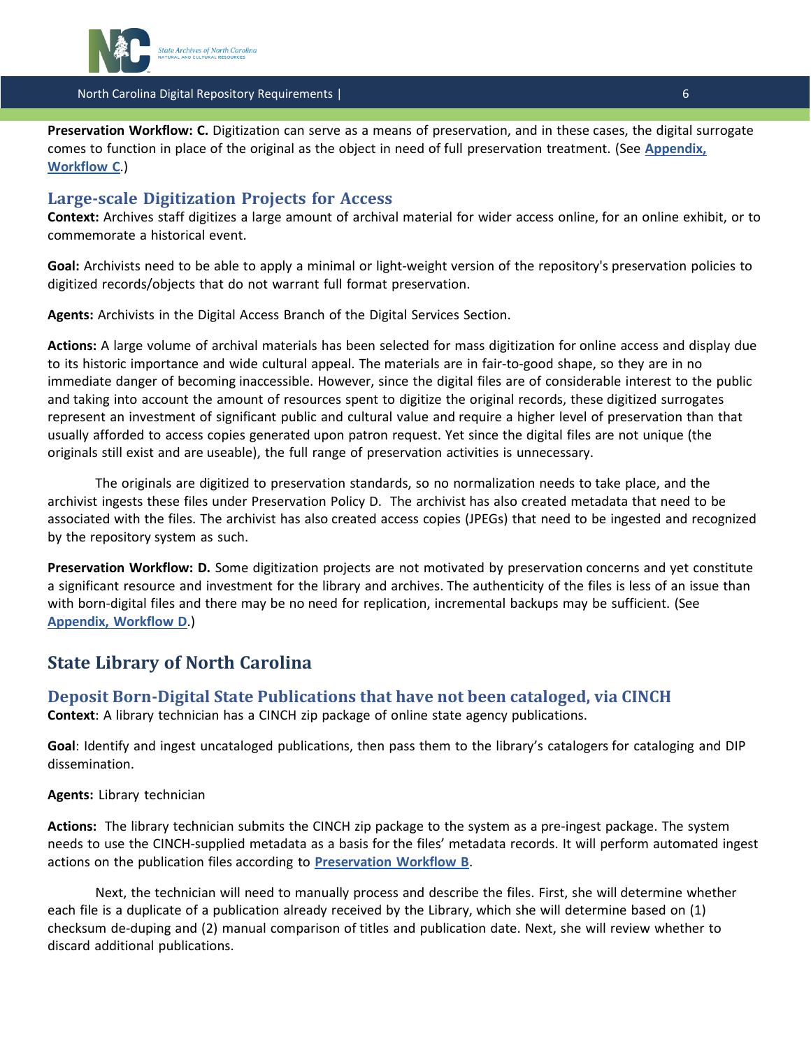**Preservation Workflow: C.** Digitization can serve as a means of preservation, and in these cases, the digital surrogate comes to function in place of the original as the object in need of full preservation treatment. (See **Appendix, Workflow C**.)

### Large-scale Digitization Projects for Access

**Context:** Archives staff digitizes a large amount of archival material for wider access online, for an online exhibit, or to commemorate a historical event.

**Goal:** Archivists need to be able to apply a minimal or light-weight version of the repository's preservation policies to digitized records/objects that do not warrant full format preservation.

**Agents:** Archivists in the Digital Access Branch of the Digital Services Section.

**Actions:** A large volume of archival materials has been selected for mass digitization for online access and display due to its historic importance and wide cultural appeal. The materials are in fair-to-good shape, so they are in no immediate danger of becoming inaccessible. However, since the digital files are of considerable interest to the public and taking into account the amount of resources spent to digitize the original records, these digitized surrogates represent an investment of significant public and cultural value and require a higher level of preservation than that usually afforded to access copies generated upon patron request. Yet since the digital files are not unique (the originals still exist and are useable), the full range of preservation activities is unnecessary.

The originals are digitized to preservation standards, so no normalization needs to take place, and the archivist ingests these files under Preservation Policy D. The archivist has also created metadata that need to be associated with the files. The archivist has also created access copies (JPEGs) that need to be ingested and recognized by the repository system as such.

**Preservation Workflow: D.** Some digitization projects are not motivated by preservation concerns and yet constitute a significant resource and investment for the library and archives. The authenticity of the files is less of an issue than with born-digital files and there may be no need for replication, incremental backups may be sufficient. (See **Appendix, Workflow D**.)

## State Library of North Carolina

### Deposit Born-Digital State Publications that have not been cataloged, via CINCH

**Context**: A library technician has a CINCH zip package of online state agency publications.

**Goal**: Identify and ingest uncataloged publications, then pass them to the library's catalogers for cataloging and DIP dissemination.

**Agents:** Library technician

**Actions:** The library technician submits the CINCH zip package to the system as a pre-ingest package. The system needs to use the CINCH-supplied metadata as a basis for the files' metadata records. It will perform automated ingest actions on the publication files according to **Preservation Workflow B**.

Next, the technician will need to manually process and describe the files. First, she will determine whether each file is a duplicate of a publication already received by the Library, which she will determine based on (1) checksum de-duping and (2) manual comparison of titles and publication date. Next, she will review whether to discard additional publications.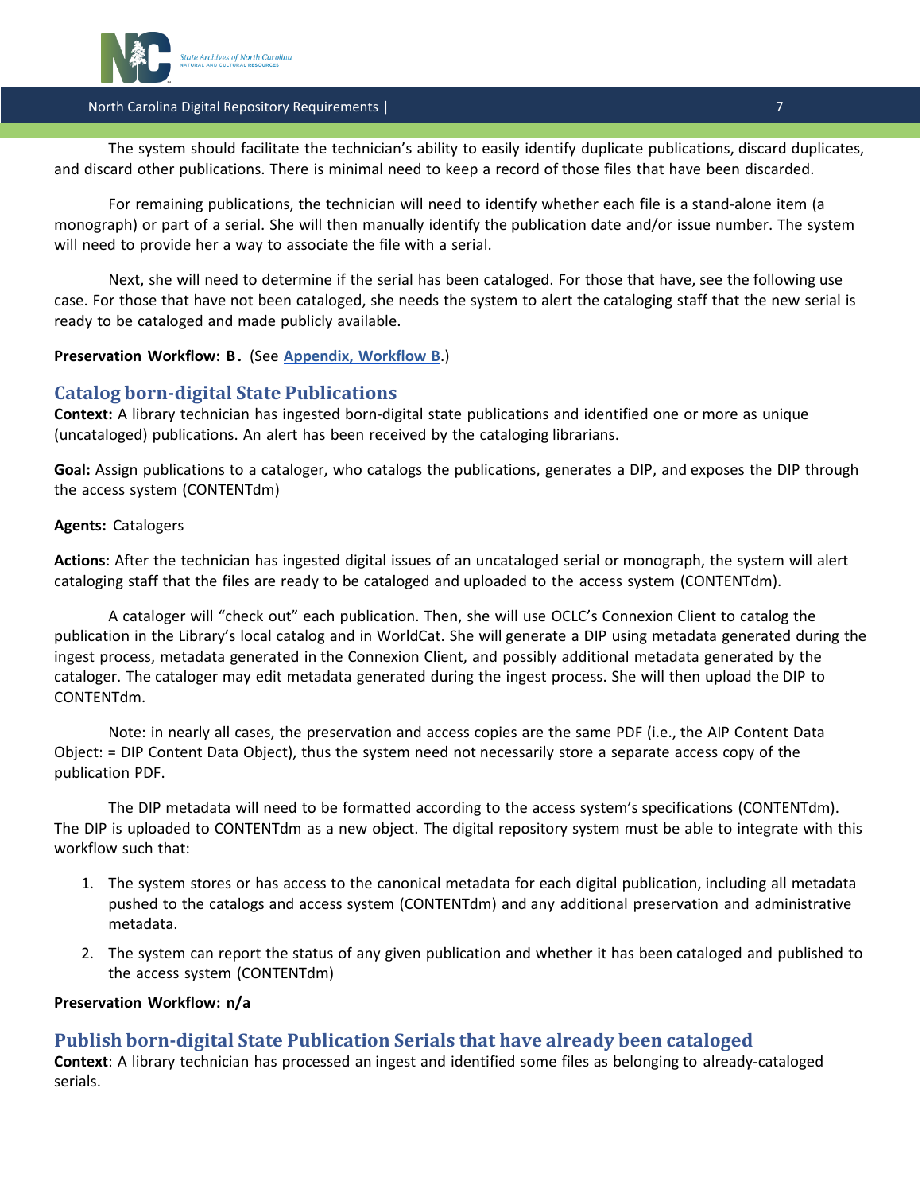The system should facilitate the technician's ability to easily identify duplicate publications, discard duplicates, and discard other publications. There is minimal need to keep a record of those files that have been discarded.

For remaining publications, the technician will need to identify whether each file is a stand-alone item (a monograph) or part of a serial. She will then manually identify the publication date and/or issue number. The system will need to provide her a way to associate the file with a serial.

Next, she will need to determine if the serial has been cataloged. For those that have, see the following use case. For those that have not been cataloged, she needs the system to alert the cataloging staff that the new serial is ready to be cataloged and made publicly available.

**Preservation Workflow: B.** (See **Appendix, Workflow B**.)

## Catalog born-digital State Publications

**Context:** A library technician has ingested born-digital state publications and identified one or more as unique (uncataloged) publications. An alert has been received by the cataloging librarians.

**Goal:** Assign publications to a cataloger, who catalogs the publications, generates a DIP, and exposes the DIP through the access system (CONTENTdm)

**Agents:** Catalogers

**Actions**: After the technician has ingested digital issues of an uncataloged serial or monograph, the system will alert cataloging staff that the files are ready to be cataloged and uploaded to the access system (CONTENTdm).

A cataloger will "check out" each publication. Then, she will use OCLC's Connexion Client to catalog the publication in the Library's local catalog and in WorldCat. She will generate a DIP using metadata generated during the ingest process, metadata generated in the Connexion Client, and possibly additional metadata generated by the cataloger. The cataloger may edit metadata generated during the ingest process. She will then upload the DIP to CONTENTdm.

Note: in nearly all cases, the preservation and access copies are the same PDF (i.e., the AIP Content Data Object: = DIP Content Data Object), thus the system need not necessarily store a separate access copy of the publication PDF.

The DIP metadata will need to be formatted according to the access system's specifications (CONTENTdm). The DIP is uploaded to CONTENTdm as a new object. The digital repository system must be able to integrate with this workflow such that:

1. The system stores or has access to the canonical metadata for each digital publication, including all metadata pushed to the catalogs and access system (CONTENTdm) and any additional preservation and administrative metadata.
2. The system can report the status of any given publication and whether it has been cataloged and published to the access system (CONTENTdm)

**Preservation Workflow: n/a**

## Publish born-digital State Publication Serials that have already been cataloged

**Context**: A library technician has processed an ingest and identified some files as belonging to already-cataloged serials.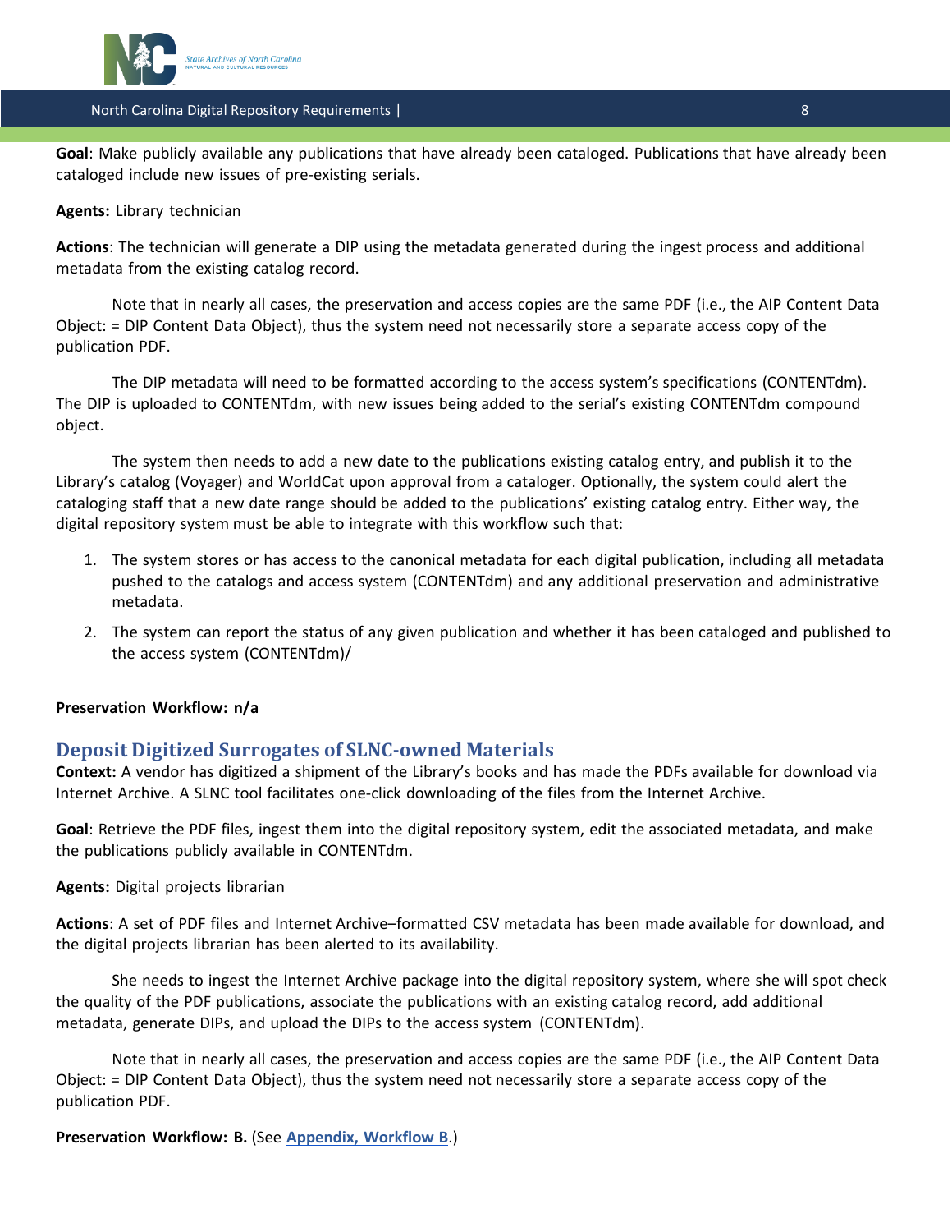**Goal**: Make publicly available any publications that have already been cataloged. Publications that have already been cataloged include new issues of pre-existing serials.

**Agents:** Library technician

**Actions**: The technician will generate a DIP using the metadata generated during the ingest process and additional metadata from the existing catalog record.

Note that in nearly all cases, the preservation and access copies are the same PDF (i.e., the AIP Content Data Object: = DIP Content Data Object), thus the system need not necessarily store a separate access copy of the publication PDF.

The DIP metadata will need to be formatted according to the access system's specifications (CONTENTdm). The DIP is uploaded to CONTENTdm, with new issues being added to the serial's existing CONTENTdm compound object.

The system then needs to add a new date to the publications existing catalog entry, and publish it to the Library's catalog (Voyager) and WorldCat upon approval from a cataloger. Optionally, the system could alert the cataloging staff that a new date range should be added to the publications' existing catalog entry. Either way, the digital repository system must be able to integrate with this workflow such that:

1. The system stores or has access to the canonical metadata for each digital publication, including all metadata pushed to the catalogs and access system (CONTENTdm) and any additional preservation and administrative metadata.
2. The system can report the status of any given publication and whether it has been cataloged and published to the access system (CONTENTdm)/

**Preservation Workflow: n/a**

## Deposit Digitized Surrogates of SLNC-owned Materials

**Context:** A vendor has digitized a shipment of the Library's books and has made the PDFs available for download via Internet Archive. A SLNC tool facilitates one-click downloading of the files from the Internet Archive.

**Goal**: Retrieve the PDF files, ingest them into the digital repository system, edit the associated metadata, and make the publications publicly available in CONTENTdm.

**Agents:** Digital projects librarian

**Actions**: A set of PDF files and Internet Archive–formatted CSV metadata has been made available for download, and the digital projects librarian has been alerted to its availability.

She needs to ingest the Internet Archive package into the digital repository system, where she will spot check the quality of the PDF publications, associate the publications with an existing catalog record, add additional metadata, generate DIPs, and upload the DIPs to the access system (CONTENTdm).

Note that in nearly all cases, the preservation and access copies are the same PDF (i.e., the AIP Content Data Object: = DIP Content Data Object), thus the system need not necessarily store a separate access copy of the publication PDF.

**Preservation Workflow: B.** (See **Appendix, Workflow B**.)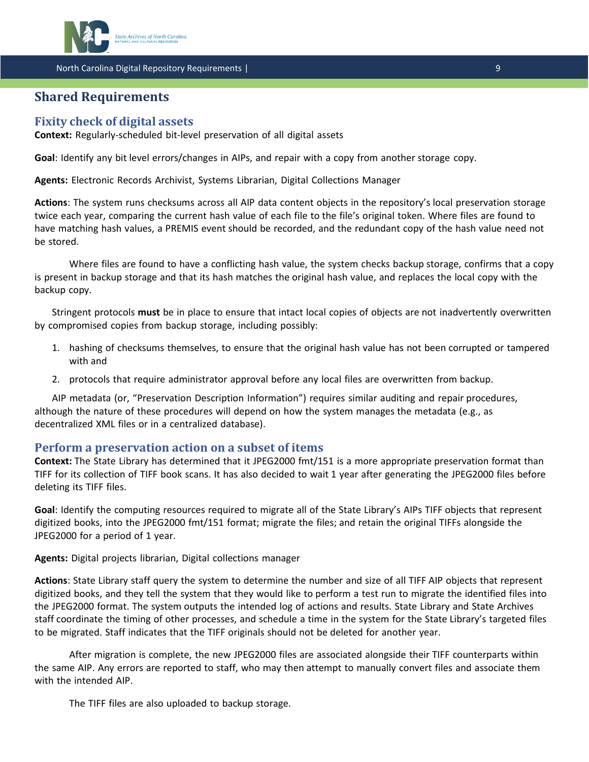## Shared Requirements

### Fixity check of digital assets

**Context:** Regularly-scheduled bit-level preservation of all digital assets

**Goal**: Identify any bit level errors/changes in AIPs, and repair with a copy from another storage copy.

**Agents:** Electronic Records Archivist, Systems Librarian, Digital Collections Manager

**Actions**: The system runs checksums across all AIP data content objects in the repository's local preservation storage twice each year, comparing the current hash value of each file to the file's original token. Where files are found to have matching hash values, a PREMIS event should be recorded, and the redundant copy of the hash value need not be stored.

Where files are found to have a conflicting hash value, the system checks backup storage, confirms that a copy is present in backup storage and that its hash matches the original hash value, and replaces the local copy with the backup copy.

Stringent protocols **must** be in place to ensure that intact local copies of objects are not inadvertently overwritten by compromised copies from backup storage, including possibly:

1. hashing of checksums themselves, to ensure that the original hash value has not been corrupted or tampered with and
2. protocols that require administrator approval before any local files are overwritten from backup.

AIP metadata (or, "Preservation Description Information") requires similar auditing and repair procedures, although the nature of these procedures will depend on how the system manages the metadata (e.g., as decentralized XML files or in a centralized database).

### Perform a preservation action on a subset of items

**Context:** The State Library has determined that it JPEG2000 fmt/151 is a more appropriate preservation format than TIFF for its collection of TIFF book scans. It has also decided to wait 1 year after generating the JPEG2000 files before deleting its TIFF files.

**Goal**: Identify the computing resources required to migrate all of the State Library's AIPs TIFF objects that represent digitized books, into the JPEG2000 fmt/151 format; migrate the files; and retain the original TIFFs alongside the JPEG2000 for a period of 1 year.

**Agents:** Digital projects librarian, Digital collections manager

**Actions**: State Library staff query the system to determine the number and size of all TIFF AIP objects that represent digitized books, and they tell the system that they would like to perform a test run to migrate the identified files into the JPEG2000 format. The system outputs the intended log of actions and results. State Library and State Archives staff coordinate the timing of other processes, and schedule a time in the system for the State Library's targeted files to be migrated. Staff indicates that the TIFF originals should not be deleted for another year.

After migration is complete, the new JPEG2000 files are associated alongside their TIFF counterparts within the same AIP. Any errors are reported to staff, who may then attempt to manually convert files and associate them with the intended AIP.

The TIFF files are also uploaded to backup storage.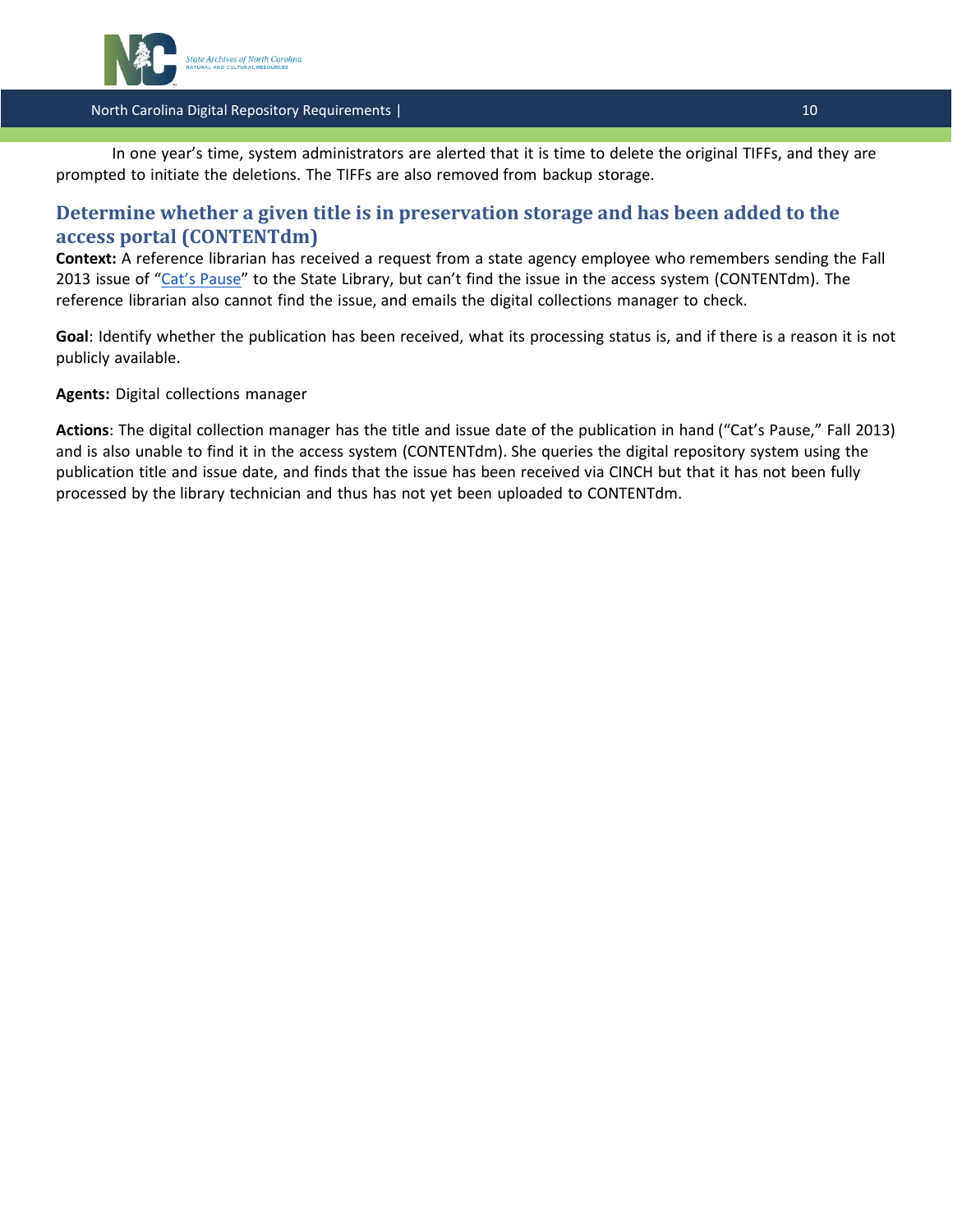In one year's time, system administrators are alerted that it is time to delete the original TIFFs, and they are prompted to initiate the deletions. The TIFFs are also removed from backup storage.

### Determine whether a given title is in preservation storage and has been added to the access portal (CONTENTdm)

**Context:** A reference librarian has received a request from a state agency employee who remembers sending the Fall 2013 issue of "Cat's Pause" to the State Library, but can't find the issue in the access system (CONTENTdm). The reference librarian also cannot find the issue, and emails the digital collections manager to check.

**Goal**: Identify whether the publication has been received, what its processing status is, and if there is a reason it is not publicly available.

**Agents:** Digital collections manager

**Actions**: The digital collection manager has the title and issue date of the publication in hand ("Cat's Pause," Fall 2013) and is also unable to find it in the access system (CONTENTdm). She queries the digital repository system using the publication title and issue date, and finds that the issue has been received via CINCH but that it has not been fully processed by the library technician and thus has not yet been uploaded to CONTENTdm.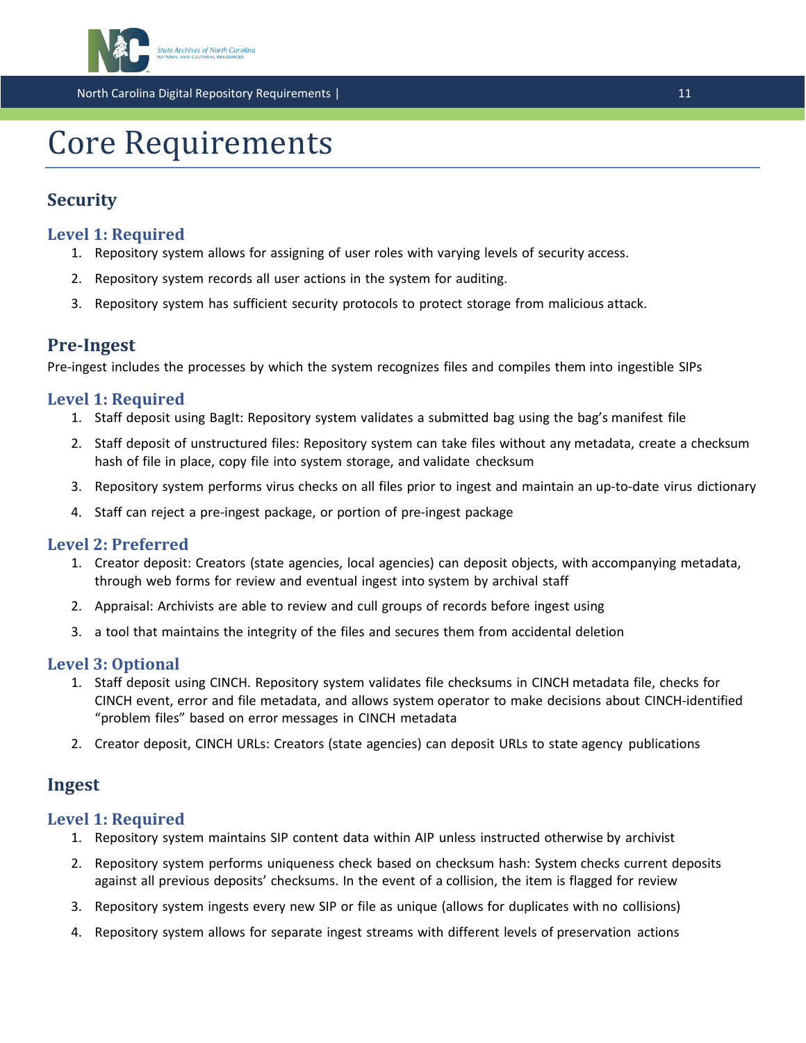# Core Requirements

## Security

### Level 1: Required

1. Repository system allows for assigning of user roles with varying levels of security access.
2. Repository system records all user actions in the system for auditing.
3. Repository system has sufficient security protocols to protect storage from malicious attack.

## Pre-Ingest

Pre-ingest includes the processes by which the system recognizes files and compiles them into ingestible SIPs

### Level 1: Required

1. Staff deposit using BagIt: Repository system validates a submitted bag using the bag's manifest file
2. Staff deposit of unstructured files: Repository system can take files without any metadata, create a checksum hash of file in place, copy file into system storage, and validate checksum
3. Repository system performs virus checks on all files prior to ingest and maintain an up-to-date virus dictionary
4. Staff can reject a pre-ingest package, or portion of pre-ingest package

### Level 2: Preferred

1. Creator deposit: Creators (state agencies, local agencies) can deposit objects, with accompanying metadata, through web forms for review and eventual ingest into system by archival staff
2. Appraisal: Archivists are able to review and cull groups of records before ingest using
3. a tool that maintains the integrity of the files and secures them from accidental deletion

### Level 3: Optional

1. Staff deposit using CINCH. Repository system validates file checksums in CINCH metadata file, checks for CINCH event, error and file metadata, and allows system operator to make decisions about CINCH-identified "problem files" based on error messages in CINCH metadata
2. Creator deposit, CINCH URLs: Creators (state agencies) can deposit URLs to state agency publications

## Ingest

### Level 1: Required

1. Repository system maintains SIP content data within AIP unless instructed otherwise by archivist
2. Repository system performs uniqueness check based on checksum hash: System checks current deposits against all previous deposits' checksums. In the event of a collision, the item is flagged for review
3. Repository system ingests every new SIP or file as unique (allows for duplicates with no collisions)
4. Repository system allows for separate ingest streams with different levels of preservation actions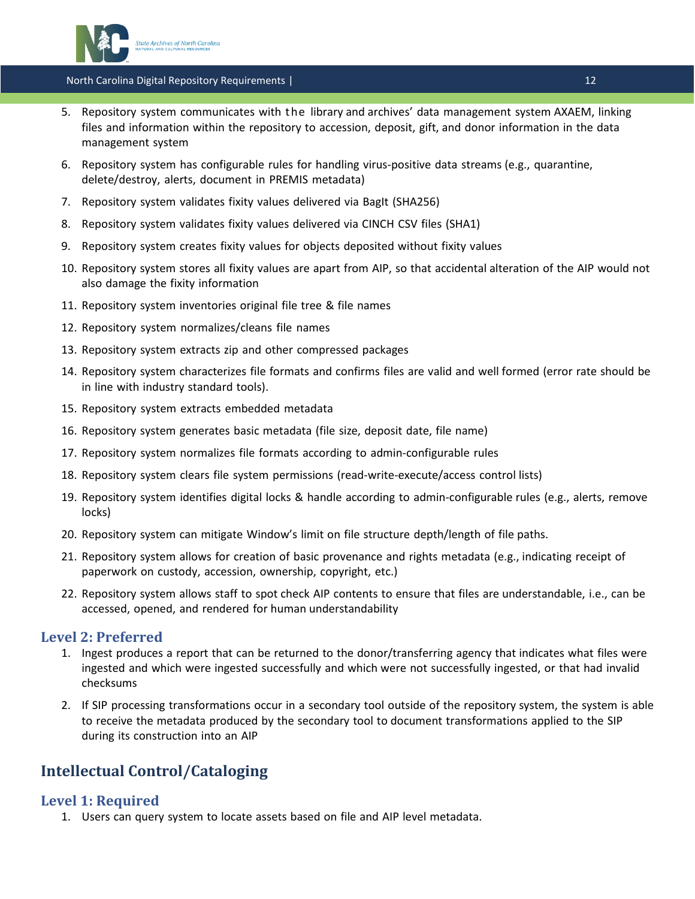5. Repository system communicates with the library and archives' data management system AXAEM, linking files and information within the repository to accession, deposit, gift, and donor information in the data management system
6. Repository system has configurable rules for handling virus-positive data streams (e.g., quarantine, delete/destroy, alerts, document in PREMIS metadata)
7. Repository system validates fixity values delivered via BagIt (SHA256)
8. Repository system validates fixity values delivered via CINCH CSV files (SHA1)
9. Repository system creates fixity values for objects deposited without fixity values
10. Repository system stores all fixity values are apart from AIP, so that accidental alteration of the AIP would not also damage the fixity information
11. Repository system inventories original file tree & file names
12. Repository system normalizes/cleans file names
13. Repository system extracts zip and other compressed packages
14. Repository system characterizes file formats and confirms files are valid and well formed (error rate should be in line with industry standard tools).
15. Repository system extracts embedded metadata
16. Repository system generates basic metadata (file size, deposit date, file name)
17. Repository system normalizes file formats according to admin-configurable rules
18. Repository system clears file system permissions (read-write-execute/access control lists)
19. Repository system identifies digital locks & handle according to admin-configurable rules (e.g., alerts, remove locks)
20. Repository system can mitigate Window's limit on file structure depth/length of file paths.
21. Repository system allows for creation of basic provenance and rights metadata (e.g., indicating receipt of paperwork on custody, accession, ownership, copyright, etc.)
22. Repository system allows staff to spot check AIP contents to ensure that files are understandable, i.e., can be accessed, opened, and rendered for human understandability

### Level 2: Preferred

1. Ingest produces a report that can be returned to the donor/transferring agency that indicates what files were ingested and which were ingested successfully and which were not successfully ingested, or that had invalid checksums
2. If SIP processing transformations occur in a secondary tool outside of the repository system, the system is able to receive the metadata produced by the secondary tool to document transformations applied to the SIP during its construction into an AIP

## Intellectual Control/Cataloging

### Level 1: Required

1. Users can query system to locate assets based on file and AIP level metadata.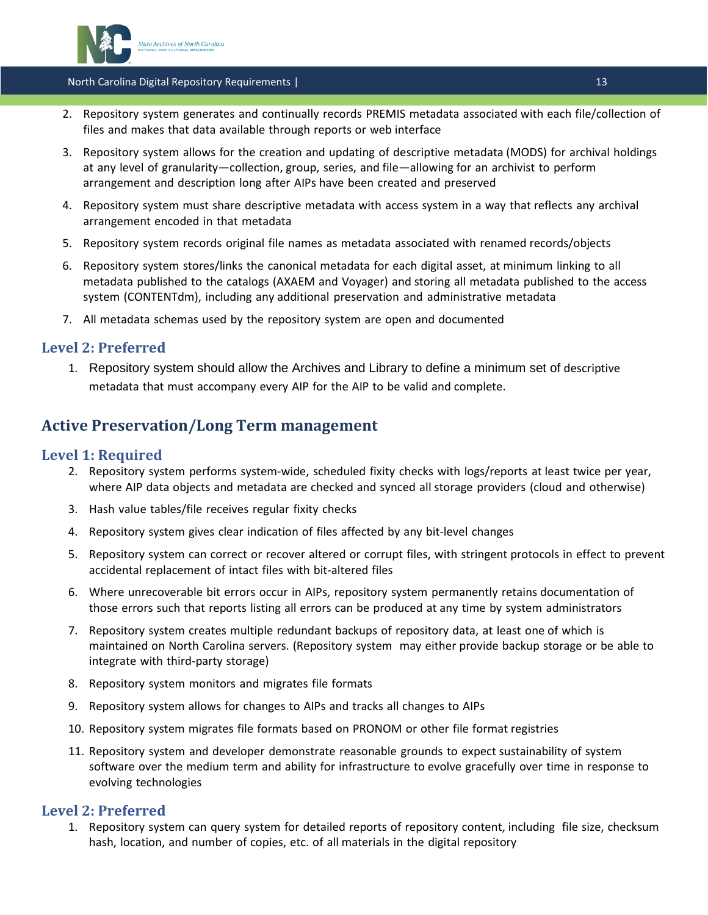2. Repository system generates and continually records PREMIS metadata associated with each file/collection of files and makes that data available through reports or web interface
3. Repository system allows for the creation and updating of descriptive metadata (MODS) for archival holdings at any level of granularity—collection, group, series, and file—allowing for an archivist to perform arrangement and description long after AIPs have been created and preserved
4. Repository system must share descriptive metadata with access system in a way that reflects any archival arrangement encoded in that metadata
5. Repository system records original file names as metadata associated with renamed records/objects
6. Repository system stores/links the canonical metadata for each digital asset, at minimum linking to all metadata published to the catalogs (AXAEM and Voyager) and storing all metadata published to the access system (CONTENTdm), including any additional preservation and administrative metadata
7. All metadata schemas used by the repository system are open and documented

### Level 2: Preferred

1. Repository system should allow the Archives and Library to define a minimum set of descriptive metadata that must accompany every AIP for the AIP to be valid and complete.

## Active Preservation/Long Term management

### Level 1: Required

2. Repository system performs system-wide, scheduled fixity checks with logs/reports at least twice per year, where AIP data objects and metadata are checked and synced all storage providers (cloud and otherwise)
3. Hash value tables/file receives regular fixity checks
4. Repository system gives clear indication of files affected by any bit-level changes
5. Repository system can correct or recover altered or corrupt files, with stringent protocols in effect to prevent accidental replacement of intact files with bit-altered files
6. Where unrecoverable bit errors occur in AIPs, repository system permanently retains documentation of those errors such that reports listing all errors can be produced at any time by system administrators
7. Repository system creates multiple redundant backups of repository data, at least one of which is maintained on North Carolina servers. (Repository system may either provide backup storage or be able to integrate with third-party storage)
8. Repository system monitors and migrates file formats
9. Repository system allows for changes to AIPs and tracks all changes to AIPs
10. Repository system migrates file formats based on PRONOM or other file format registries
11. Repository system and developer demonstrate reasonable grounds to expect sustainability of system software over the medium term and ability for infrastructure to evolve gracefully over time in response to evolving technologies

### Level 2: Preferred

1. Repository system can query system for detailed reports of repository content, including file size, checksum hash, location, and number of copies, etc. of all materials in the digital repository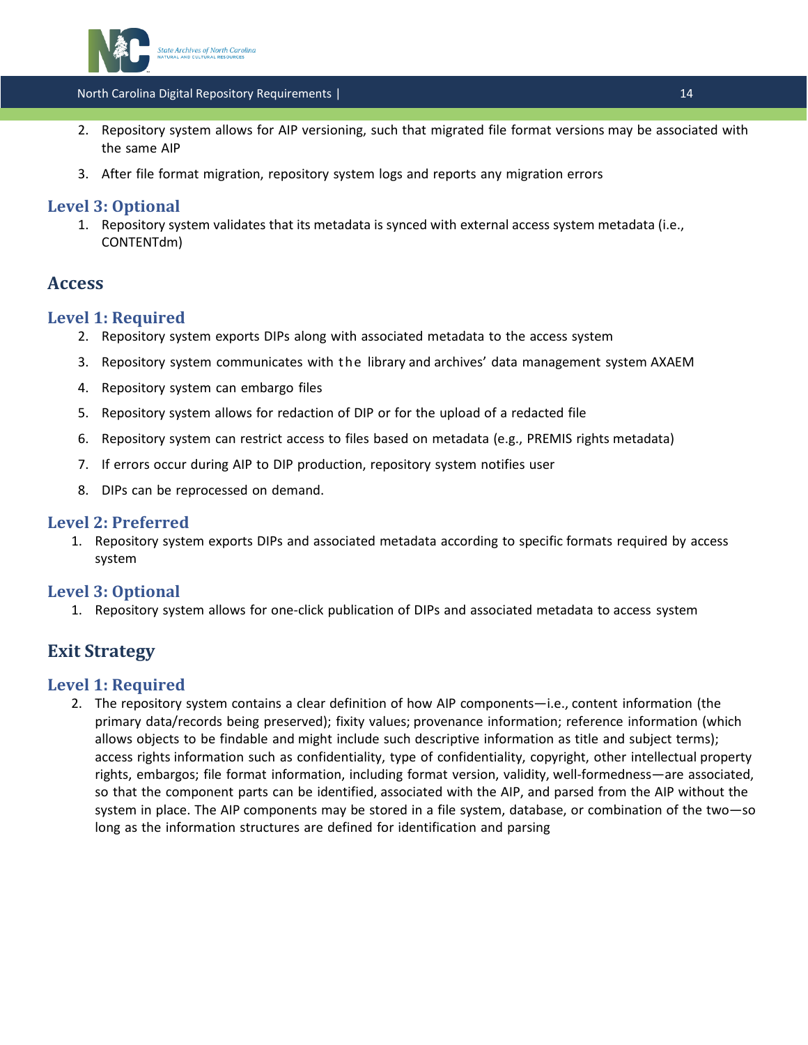2. Repository system allows for AIP versioning, such that migrated file format versions may be associated with the same AIP
3. After file format migration, repository system logs and reports any migration errors

### Level 3: Optional

1. Repository system validates that its metadata is synced with external access system metadata (i.e., CONTENTdm)

## Access

### Level 1: Required

2. Repository system exports DIPs along with associated metadata to the access system
3. Repository system communicates with the library and archives' data management system AXAEM
4. Repository system can embargo files
5. Repository system allows for redaction of DIP or for the upload of a redacted file
6. Repository system can restrict access to files based on metadata (e.g., PREMIS rights metadata)
7. If errors occur during AIP to DIP production, repository system notifies user
8. DIPs can be reprocessed on demand.

### Level 2: Preferred

1. Repository system exports DIPs and associated metadata according to specific formats required by access system

### Level 3: Optional

1. Repository system allows for one-click publication of DIPs and associated metadata to access system

## Exit Strategy

### Level 1: Required

2. The repository system contains a clear definition of how AIP components—i.e., content information (the primary data/records being preserved); fixity values; provenance information; reference information (which allows objects to be findable and might include such descriptive information as title and subject terms); access rights information such as confidentiality, type of confidentiality, copyright, other intellectual property rights, embargos; file format information, including format version, validity, well-formedness—are associated, so that the component parts can be identified, associated with the AIP, and parsed from the AIP without the system in place. The AIP components may be stored in a file system, database, or combination of the two—so long as the information structures are defined for identification and parsing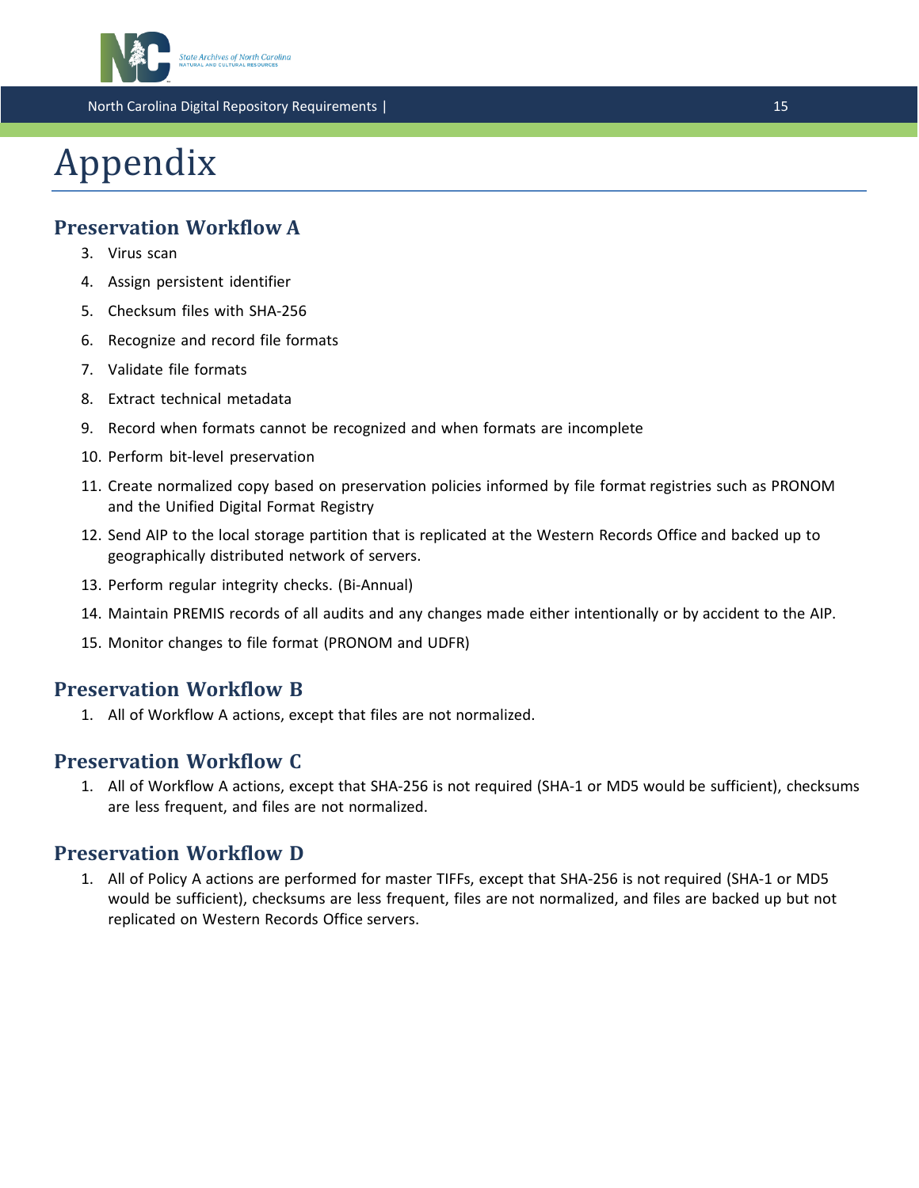# Appendix

## Preservation Workflow A

3. Virus scan
4. Assign persistent identifier
5. Checksum files with SHA-256
6. Recognize and record file formats
7. Validate file formats
8. Extract technical metadata
9. Record when formats cannot be recognized and when formats are incomplete
10. Perform bit-level preservation
11. Create normalized copy based on preservation policies informed by file format registries such as PRONOM and the Unified Digital Format Registry
12. Send AIP to the local storage partition that is replicated at the Western Records Office and backed up to geographically distributed network of servers.
13. Perform regular integrity checks. (Bi-Annual)
14. Maintain PREMIS records of all audits and any changes made either intentionally or by accident to the AIP.
15. Monitor changes to file format (PRONOM and UDFR)

## Preservation Workflow B

1. All of Workflow A actions, except that files are not normalized.

## Preservation Workflow C

1. All of Workflow A actions, except that SHA-256 is not required (SHA-1 or MD5 would be sufficient), checksums are less frequent, and files are not normalized.

## Preservation Workflow D

1. All of Policy A actions are performed for master TIFFs, except that SHA-256 is not required (SHA-1 or MD5 would be sufficient), checksums are less frequent, files are not normalized, and files are backed up but not replicated on Western Records Office servers.